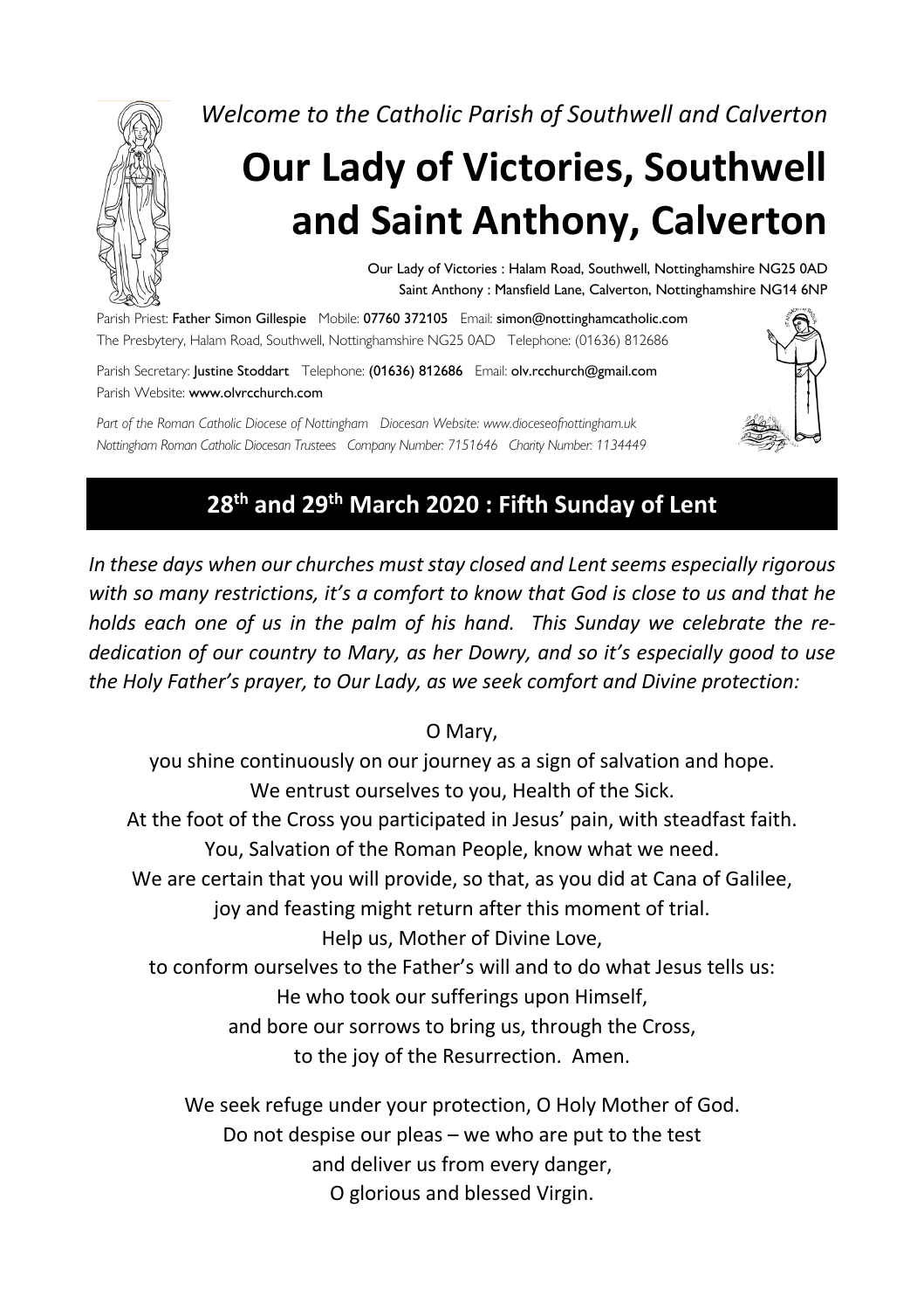*Welcome to the Catholic Parish of Southwell and Calverton*

# Our Lady of Victories, Southwell and Saint Anthony, Calverton

Our Lady of Victories : Halam Road, Southwell, Nottinghamshire NG25 0AD
Saint Anthony : Mansfield Lane, Calverton, Nottinghamshire NG14 6NP

Parish Priest: **Father Simon Gillespie** Mobile: **07760 372105** Email: **simon@nottinghamcatholic.com**
The Presbytery, Halam Road, Southwell, Nottinghamshire NG25 0AD Telephone: (01636) 812686

Parish Secretary: **Justine Stoddart** Telephone: **(01636) 812686** Email: **olv.rcchurch@gmail.com**
Parish Website: **www.olvrcchurch.com**

*Part of the Roman Catholic Diocese of Nottingham Diocesan Website: www.dioceseofnottingham.uk*
*Nottingham Roman Catholic Diocesan Trustees Company Number: 7151646 Charity Number: 1134449*

## 28th and 29th March 2020 : Fifth Sunday of Lent

*In these days when our churches must stay closed and Lent seems especially rigorous with so many restrictions, it's a comfort to know that God is close to us and that he holds each one of us in the palm of his hand. This Sunday we celebrate the re-dedication of our country to Mary, as her Dowry, and so it's especially good to use the Holy Father's prayer, to Our Lady, as we seek comfort and Divine protection:*

O Mary,
you shine continuously on our journey as a sign of salvation and hope.
We entrust ourselves to you, Health of the Sick.
At the foot of the Cross you participated in Jesus' pain, with steadfast faith.
You, Salvation of the Roman People, know what we need.
We are certain that you will provide, so that, as you did at Cana of Galilee,
joy and feasting might return after this moment of trial.
Help us, Mother of Divine Love,
to conform ourselves to the Father's will and to do what Jesus tells us:
He who took our sufferings upon Himself,
and bore our sorrows to bring us, through the Cross,
to the joy of the Resurrection. Amen.

We seek refuge under your protection, O Holy Mother of God.
Do not despise our pleas – we who are put to the test
and deliver us from every danger,
O glorious and blessed Virgin.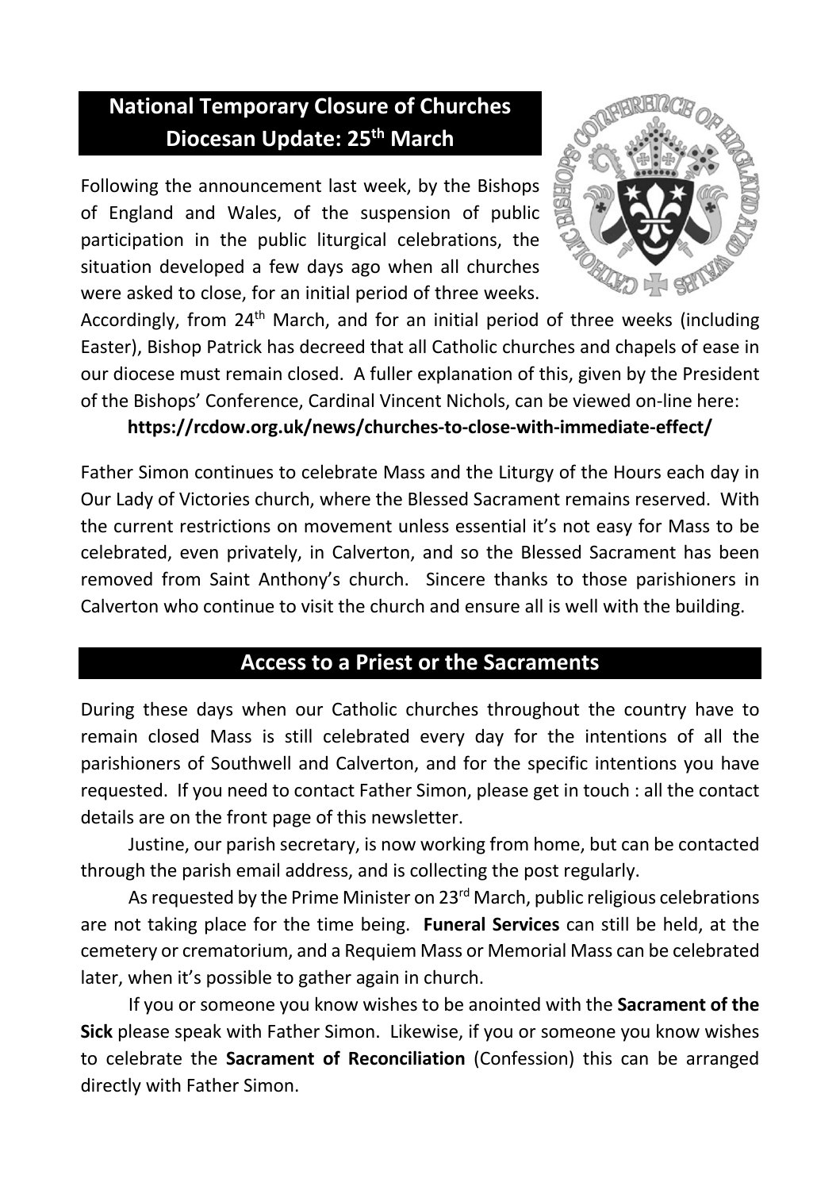## National Temporary Closure of Churches Diocesan Update: 25th March

Following the announcement last week, by the Bishops of England and Wales, of the suspension of public participation in the public liturgical celebrations, the situation developed a few days ago when all churches were asked to close, for an initial period of three weeks. Accordingly, from 24th March, and for an initial period of three weeks (including Easter), Bishop Patrick has decreed that all Catholic churches and chapels of ease in our diocese must remain closed. A fuller explanation of this, given by the President of the Bishops' Conference, Cardinal Vincent Nichols, can be viewed on-line here:

**https://rcdow.org.uk/news/churches-to-close-with-immediate-effect/**

Father Simon continues to celebrate Mass and the Liturgy of the Hours each day in Our Lady of Victories church, where the Blessed Sacrament remains reserved. With the current restrictions on movement unless essential it's not easy for Mass to be celebrated, even privately, in Calverton, and so the Blessed Sacrament has been removed from Saint Anthony's church. Sincere thanks to those parishioners in Calverton who continue to visit the church and ensure all is well with the building.

## Access to a Priest or the Sacraments

During these days when our Catholic churches throughout the country have to remain closed Mass is still celebrated every day for the intentions of all the parishioners of Southwell and Calverton, and for the specific intentions you have requested. If you need to contact Father Simon, please get in touch : all the contact details are on the front page of this newsletter.

Justine, our parish secretary, is now working from home, but can be contacted through the parish email address, and is collecting the post regularly.

As requested by the Prime Minister on 23rd March, public religious celebrations are not taking place for the time being. **Funeral Services** can still be held, at the cemetery or crematorium, and a Requiem Mass or Memorial Mass can be celebrated later, when it's possible to gather again in church.

If you or someone you know wishes to be anointed with the **Sacrament of the Sick** please speak with Father Simon. Likewise, if you or someone you know wishes to celebrate the **Sacrament of Reconciliation** (Confession) this can be arranged directly with Father Simon.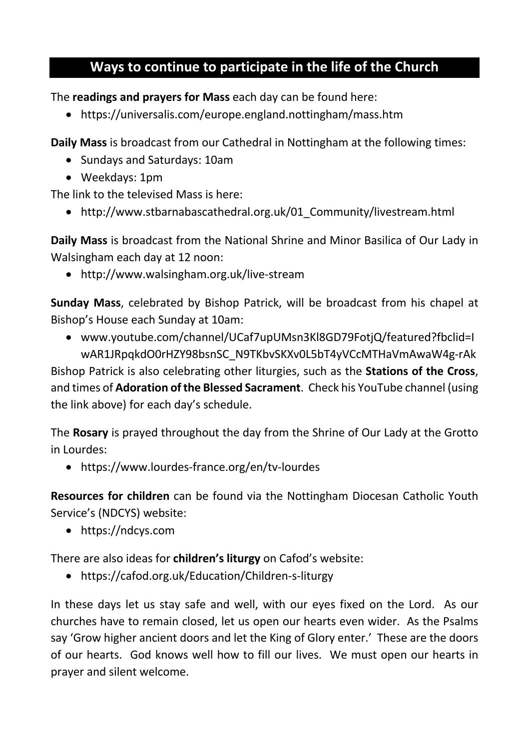## Ways to continue to participate in the life of the Church

The **readings and prayers for Mass** each day can be found here:

- https://universalis.com/europe.england.nottingham/mass.htm

**Daily Mass** is broadcast from our Cathedral in Nottingham at the following times:

- Sundays and Saturdays: 10am
- Weekdays: 1pm

The link to the televised Mass is here:

- http://www.stbarnabascathedral.org.uk/01_Community/livestream.html

**Daily Mass** is broadcast from the National Shrine and Minor Basilica of Our Lady in Walsingham each day at 12 noon:

- http://www.walsingham.org.uk/live-stream

**Sunday Mass**, celebrated by Bishop Patrick, will be broadcast from his chapel at Bishop's House each Sunday at 10am:

- www.youtube.com/channel/UCaf7upUMsn3Kl8GD79FotjQ/featured?fbclid=IwAR1JRpqkdO0rHZY98bsnSC_N9TKbvSKXv0L5bT4yVCcMTHaVmAwaW4g-rAk

Bishop Patrick is also celebrating other liturgies, such as the **Stations of the Cross**, and times of **Adoration of the Blessed Sacrament**. Check his YouTube channel (using the link above) for each day's schedule.

The **Rosary** is prayed throughout the day from the Shrine of Our Lady at the Grotto in Lourdes:

- https://www.lourdes-france.org/en/tv-lourdes

**Resources for children** can be found via the Nottingham Diocesan Catholic Youth Service's (NDCYS) website:

- https://ndcys.com

There are also ideas for **children's liturgy** on Cafod's website:

- https://cafod.org.uk/Education/Children-s-liturgy

In these days let us stay safe and well, with our eyes fixed on the Lord. As our churches have to remain closed, let us open our hearts even wider. As the Psalms say 'Grow higher ancient doors and let the King of Glory enter.' These are the doors of our hearts. God knows well how to fill our lives. We must open our hearts in prayer and silent welcome.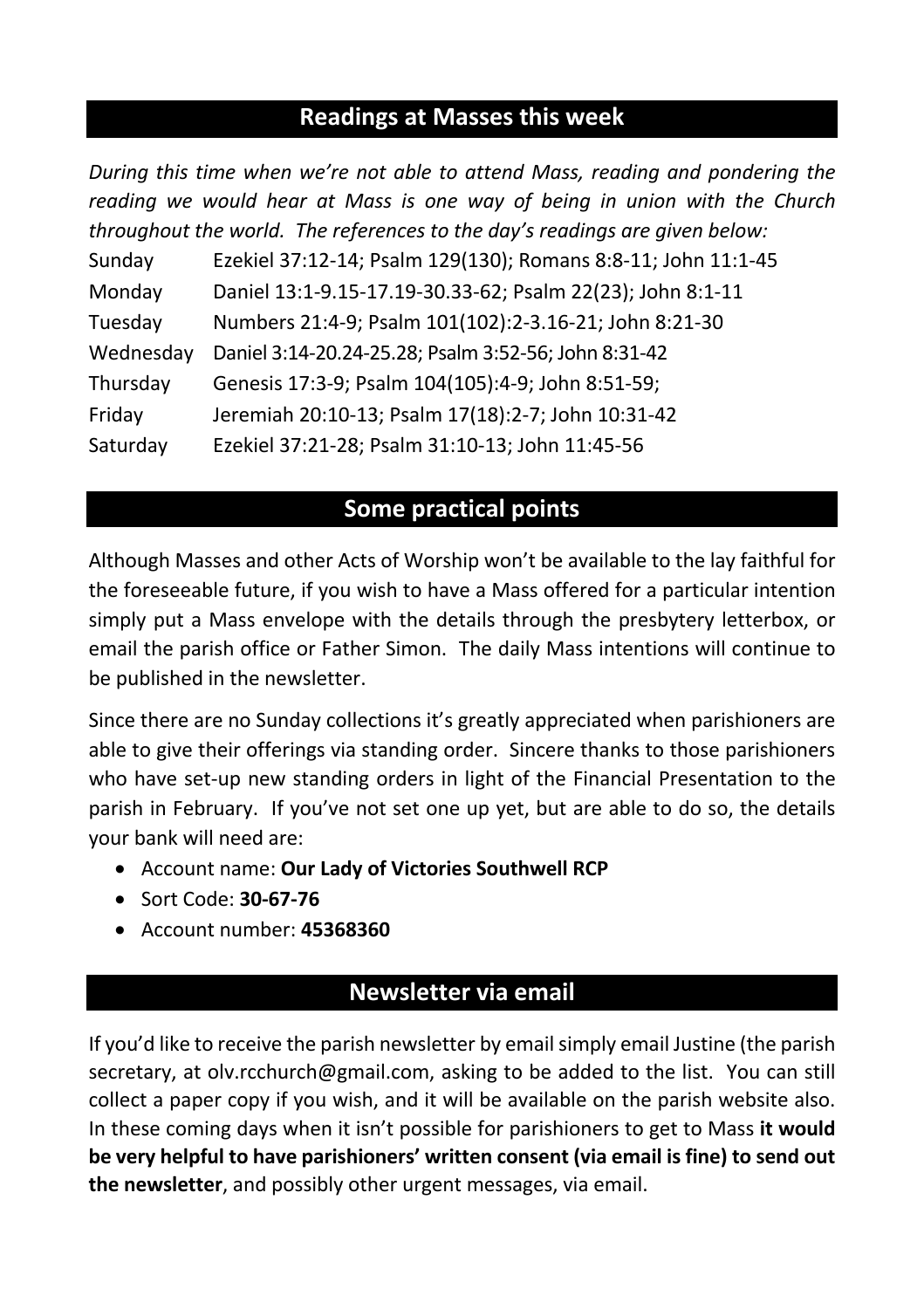## Readings at Masses this week

*During this time when we're not able to attend Mass, reading and pondering the reading we would hear at Mass is one way of being in union with the Church throughout the world. The references to the day's readings are given below:*

| | |
|---|---|
| Sunday | Ezekiel 37:12-14; Psalm 129(130); Romans 8:8-11; John 11:1-45 |
| Monday | Daniel 13:1-9.15-17.19-30.33-62; Psalm 22(23); John 8:1-11 |
| Tuesday | Numbers 21:4-9; Psalm 101(102):2-3.16-21; John 8:21-30 |
| Wednesday | Daniel 3:14-20.24-25.28; Psalm 3:52-56; John 8:31-42 |
| Thursday | Genesis 17:3-9; Psalm 104(105):4-9; John 8:51-59; |
| Friday | Jeremiah 20:10-13; Psalm 17(18):2-7; John 10:31-42 |
| Saturday | Ezekiel 37:21-28; Psalm 31:10-13; John 11:45-56 |

## Some practical points

Although Masses and other Acts of Worship won't be available to the lay faithful for the foreseeable future, if you wish to have a Mass offered for a particular intention simply put a Mass envelope with the details through the presbytery letterbox, or email the parish office or Father Simon. The daily Mass intentions will continue to be published in the newsletter.

Since there are no Sunday collections it's greatly appreciated when parishioners are able to give their offerings via standing order. Sincere thanks to those parishioners who have set-up new standing orders in light of the Financial Presentation to the parish in February. If you've not set one up yet, but are able to do so, the details your bank will need are:

- Account name: **Our Lady of Victories Southwell RCP**
- Sort Code: **30-67-76**
- Account number: **45368360**

## Newsletter via email

If you'd like to receive the parish newsletter by email simply email Justine (the parish secretary, at olv.rcchurch@gmail.com, asking to be added to the list. You can still collect a paper copy if you wish, and it will be available on the parish website also. In these coming days when it isn't possible for parishioners to get to Mass **it would be very helpful to have parishioners' written consent (via email is fine) to send out the newsletter**, and possibly other urgent messages, via email.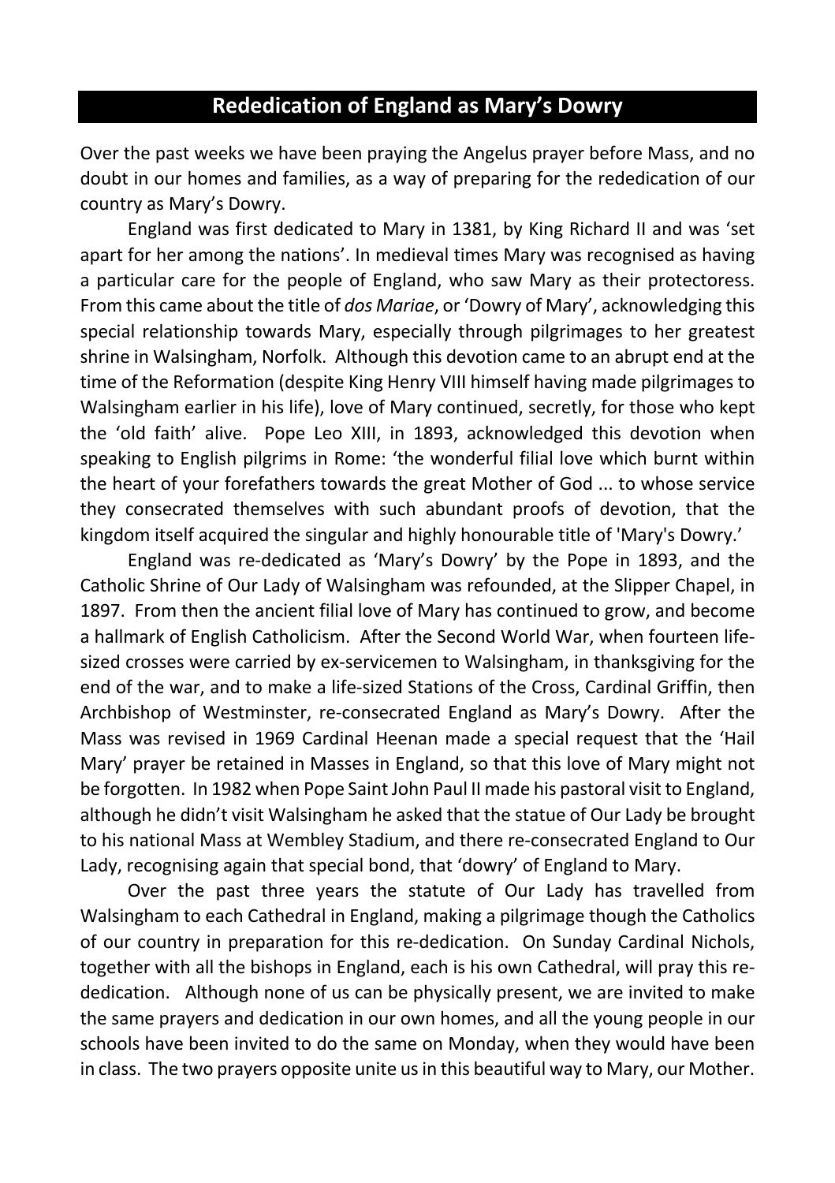## Rededication of England as Mary's Dowry

Over the past weeks we have been praying the Angelus prayer before Mass, and no doubt in our homes and families, as a way of preparing for the rededication of our country as Mary's Dowry.

England was first dedicated to Mary in 1381, by King Richard II and was 'set apart for her among the nations'. In medieval times Mary was recognised as having a particular care for the people of England, who saw Mary as their protectoress. From this came about the title of *dos Mariae*, or 'Dowry of Mary', acknowledging this special relationship towards Mary, especially through pilgrimages to her greatest shrine in Walsingham, Norfolk. Although this devotion came to an abrupt end at the time of the Reformation (despite King Henry VIII himself having made pilgrimages to Walsingham earlier in his life), love of Mary continued, secretly, for those who kept the 'old faith' alive. Pope Leo XIII, in 1893, acknowledged this devotion when speaking to English pilgrims in Rome: 'the wonderful filial love which burnt within the heart of your forefathers towards the great Mother of God ... to whose service they consecrated themselves with such abundant proofs of devotion, that the kingdom itself acquired the singular and highly honourable title of 'Mary's Dowry.'

England was re-dedicated as 'Mary's Dowry' by the Pope in 1893, and the Catholic Shrine of Our Lady of Walsingham was refounded, at the Slipper Chapel, in 1897. From then the ancient filial love of Mary has continued to grow, and become a hallmark of English Catholicism. After the Second World War, when fourteen life-sized crosses were carried by ex-servicemen to Walsingham, in thanksgiving for the end of the war, and to make a life-sized Stations of the Cross, Cardinal Griffin, then Archbishop of Westminster, re-consecrated England as Mary's Dowry. After the Mass was revised in 1969 Cardinal Heenan made a special request that the 'Hail Mary' prayer be retained in Masses in England, so that this love of Mary might not be forgotten. In 1982 when Pope Saint John Paul II made his pastoral visit to England, although he didn't visit Walsingham he asked that the statue of Our Lady be brought to his national Mass at Wembley Stadium, and there re-consecrated England to Our Lady, recognising again that special bond, that 'dowry' of England to Mary.

Over the past three years the statute of Our Lady has travelled from Walsingham to each Cathedral in England, making a pilgrimage though the Catholics of our country in preparation for this re-dedication. On Sunday Cardinal Nichols, together with all the bishops in England, each is his own Cathedral, will pray this re-dedication. Although none of us can be physically present, we are invited to make the same prayers and dedication in our own homes, and all the young people in our schools have been invited to do the same on Monday, when they would have been in class. The two prayers opposite unite us in this beautiful way to Mary, our Mother.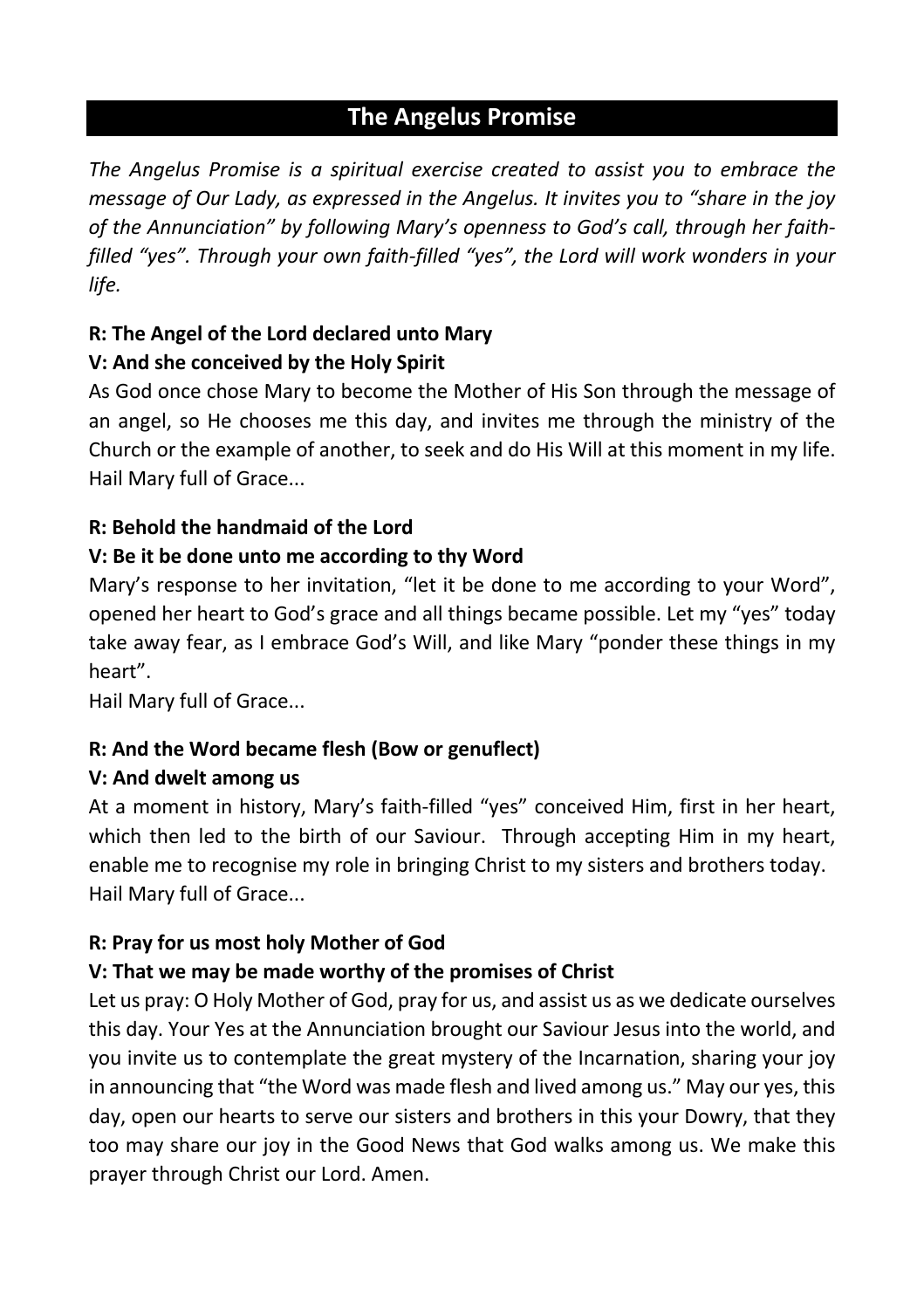## The Angelus Promise

*The Angelus Promise is a spiritual exercise created to assist you to embrace the message of Our Lady, as expressed in the Angelus. It invites you to "share in the joy of the Annunciation" by following Mary's openness to God's call, through her faith-filled "yes". Through your own faith-filled "yes", the Lord will work wonders in your life.*

**R: The Angel of the Lord declared unto Mary**
**V: And she conceived by the Holy Spirit**

As God once chose Mary to become the Mother of His Son through the message of an angel, so He chooses me this day, and invites me through the ministry of the Church or the example of another, to seek and do His Will at this moment in my life. Hail Mary full of Grace...

**R: Behold the handmaid of the Lord**
**V: Be it be done unto me according to thy Word**

Mary's response to her invitation, "let it be done to me according to your Word", opened her heart to God's grace and all things became possible. Let my "yes" today take away fear, as I embrace God's Will, and like Mary "ponder these things in my heart".
Hail Mary full of Grace...

**R: And the Word became flesh (Bow or genuflect)**
**V: And dwelt among us**

At a moment in history, Mary's faith-filled "yes" conceived Him, first in her heart, which then led to the birth of our Saviour. Through accepting Him in my heart, enable me to recognise my role in bringing Christ to my sisters and brothers today.
Hail Mary full of Grace...

**R: Pray for us most holy Mother of God**
**V: That we may be made worthy of the promises of Christ**

Let us pray: O Holy Mother of God, pray for us, and assist us as we dedicate ourselves this day. Your Yes at the Annunciation brought our Saviour Jesus into the world, and you invite us to contemplate the great mystery of the Incarnation, sharing your joy in announcing that "the Word was made flesh and lived among us." May our yes, this day, open our hearts to serve our sisters and brothers in this your Dowry, that they too may share our joy in the Good News that God walks among us. We make this prayer through Christ our Lord. Amen.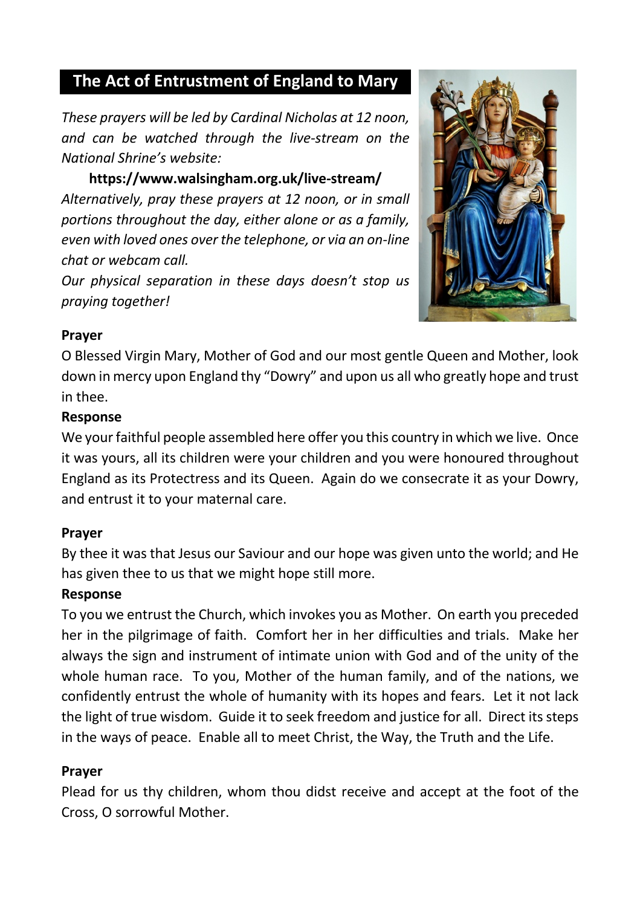## The Act of Entrustment of England to Mary

*These prayers will be led by Cardinal Nicholas at 12 noon, and can be watched through the live-stream on the National Shrine's website:*

**https://www.walsingham.org.uk/live-stream/**

*Alternatively, pray these prayers at 12 noon, or in small portions throughout the day, either alone or as a family, even with loved ones over the telephone, or via an on-line chat or webcam call.*

*Our physical separation in these days doesn't stop us praying together!*

**Prayer**

O Blessed Virgin Mary, Mother of God and our most gentle Queen and Mother, look down in mercy upon England thy "Dowry" and upon us all who greatly hope and trust in thee.

**Response**

We your faithful people assembled here offer you this country in which we live. Once it was yours, all its children were your children and you were honoured throughout England as its Protectress and its Queen. Again do we consecrate it as your Dowry, and entrust it to your maternal care.

**Prayer**

By thee it was that Jesus our Saviour and our hope was given unto the world; and He has given thee to us that we might hope still more.

**Response**

To you we entrust the Church, which invokes you as Mother. On earth you preceded her in the pilgrimage of faith. Comfort her in her difficulties and trials. Make her always the sign and instrument of intimate union with God and of the unity of the whole human race. To you, Mother of the human family, and of the nations, we confidently entrust the whole of humanity with its hopes and fears. Let it not lack the light of true wisdom. Guide it to seek freedom and justice for all. Direct its steps in the ways of peace. Enable all to meet Christ, the Way, the Truth and the Life.

**Prayer**

Plead for us thy children, whom thou didst receive and accept at the foot of the Cross, O sorrowful Mother.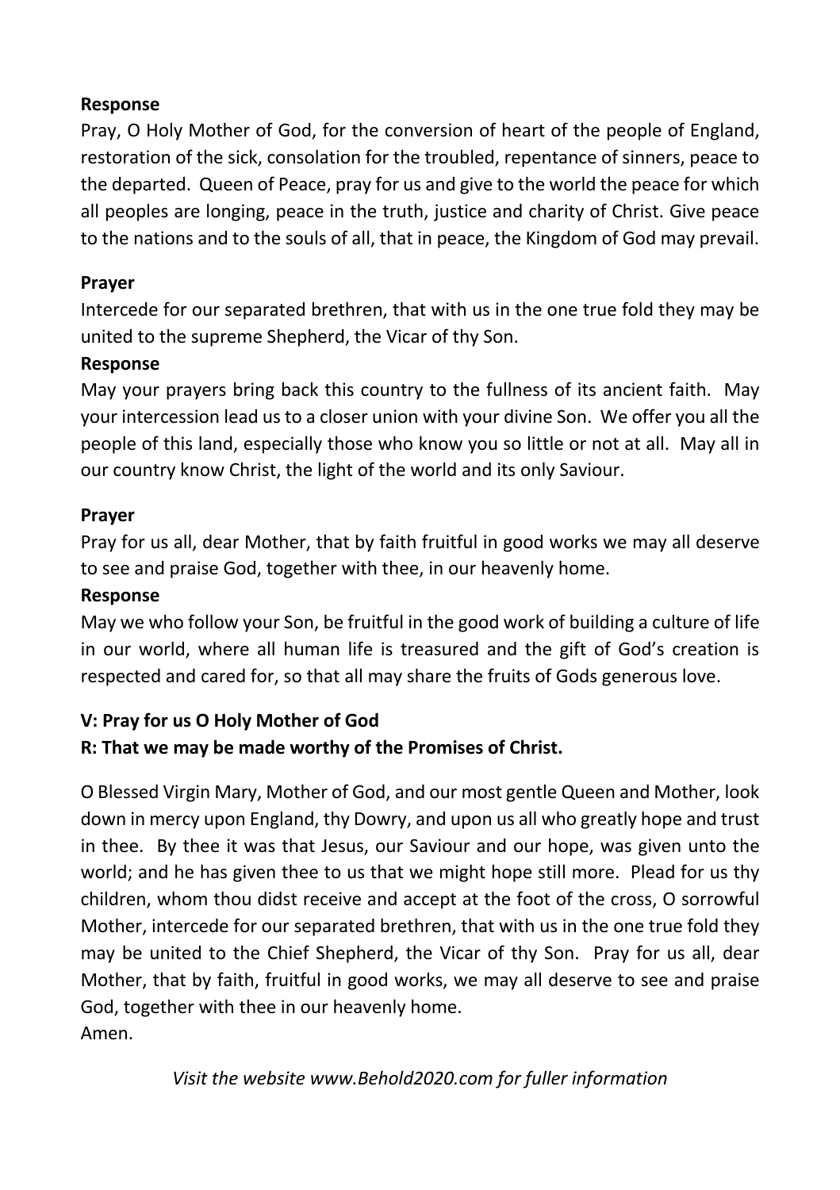**Response**

Pray, O Holy Mother of God, for the conversion of heart of the people of England, restoration of the sick, consolation for the troubled, repentance of sinners, peace to the departed. Queen of Peace, pray for us and give to the world the peace for which all peoples are longing, peace in the truth, justice and charity of Christ. Give peace to the nations and to the souls of all, that in peace, the Kingdom of God may prevail.

**Prayer**

Intercede for our separated brethren, that with us in the one true fold they may be united to the supreme Shepherd, the Vicar of thy Son.

**Response**

May your prayers bring back this country to the fullness of its ancient faith. May your intercession lead us to a closer union with your divine Son. We offer you all the people of this land, especially those who know you so little or not at all. May all in our country know Christ, the light of the world and its only Saviour.

**Prayer**

Pray for us all, dear Mother, that by faith fruitful in good works we may all deserve to see and praise God, together with thee, in our heavenly home.

**Response**

May we who follow your Son, be fruitful in the good work of building a culture of life in our world, where all human life is treasured and the gift of God's creation is respected and cared for, so that all may share the fruits of Gods generous love.

**V: Pray for us O Holy Mother of God**

**R: That we may be made worthy of the Promises of Christ.**

O Blessed Virgin Mary, Mother of God, and our most gentle Queen and Mother, look down in mercy upon England, thy Dowry, and upon us all who greatly hope and trust in thee. By thee it was that Jesus, our Saviour and our hope, was given unto the world; and he has given thee to us that we might hope still more. Plead for us thy children, whom thou didst receive and accept at the foot of the cross, O sorrowful Mother, intercede for our separated brethren, that with us in the one true fold they may be united to the Chief Shepherd, the Vicar of thy Son. Pray for us all, dear Mother, that by faith, fruitful in good works, we may all deserve to see and praise God, together with thee in our heavenly home.
Amen.

*Visit the website www.Behold2020.com for fuller information*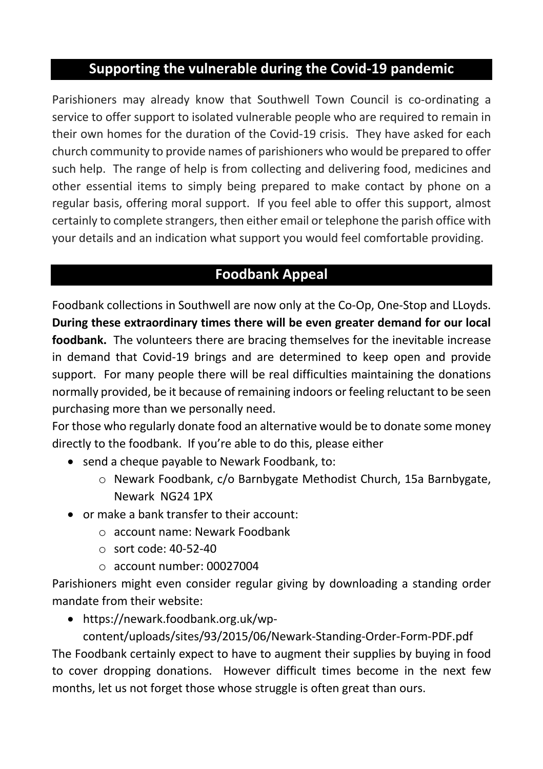## Supporting the vulnerable during the Covid-19 pandemic

Parishioners may already know that Southwell Town Council is co-ordinating a service to offer support to isolated vulnerable people who are required to remain in their own homes for the duration of the Covid-19 crisis. They have asked for each church community to provide names of parishioners who would be prepared to offer such help. The range of help is from collecting and delivering food, medicines and other essential items to simply being prepared to make contact by phone on a regular basis, offering moral support. If you feel able to offer this support, almost certainly to complete strangers, then either email or telephone the parish office with your details and an indication what support you would feel comfortable providing.

## Foodbank Appeal

Foodbank collections in Southwell are now only at the Co-Op, One-Stop and LLoyds. **During these extraordinary times there will be even greater demand for our local foodbank.** The volunteers there are bracing themselves for the inevitable increase in demand that Covid-19 brings and are determined to keep open and provide support. For many people there will be real difficulties maintaining the donations normally provided, be it because of remaining indoors or feeling reluctant to be seen purchasing more than we personally need.

For those who regularly donate food an alternative would be to donate some money directly to the foodbank. If you're able to do this, please either

- send a cheque payable to Newark Foodbank, to:
  - Newark Foodbank, c/o Barnbygate Methodist Church, 15a Barnbygate, Newark NG24 1PX
- or make a bank transfer to their account:
  - account name: Newark Foodbank
  - sort code: 40-52-40
  - account number: 00027004

Parishioners might even consider regular giving by downloading a standing order mandate from their website:

- https://newark.foodbank.org.uk/wp-content/uploads/sites/93/2015/06/Newark-Standing-Order-Form-PDF.pdf

The Foodbank certainly expect to have to augment their supplies by buying in food to cover dropping donations. However difficult times become in the next few months, let us not forget those whose struggle is often great than ours.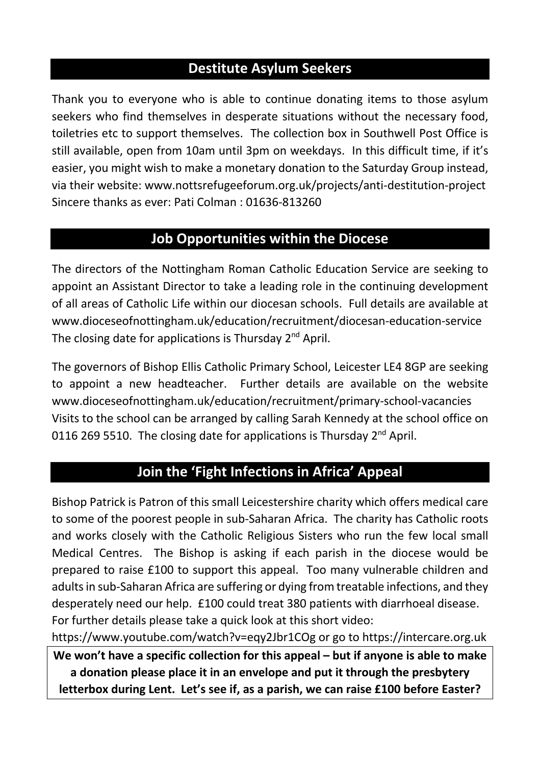## Destitute Asylum Seekers

Thank you to everyone who is able to continue donating items to those asylum seekers who find themselves in desperate situations without the necessary food, toiletries etc to support themselves. The collection box in Southwell Post Office is still available, open from 10am until 3pm on weekdays. In this difficult time, if it's easier, you might wish to make a monetary donation to the Saturday Group instead, via their website: www.nottsrefugeeforum.org.uk/projects/anti-destitution-project
Sincere thanks as ever: Pati Colman : 01636-813260

## Job Opportunities within the Diocese

The directors of the Nottingham Roman Catholic Education Service are seeking to appoint an Assistant Director to take a leading role in the continuing development of all areas of Catholic Life within our diocesan schools. Full details are available at www.dioceseofnottingham.uk/education/recruitment/diocesan-education-service
The closing date for applications is Thursday 2nd April.

The governors of Bishop Ellis Catholic Primary School, Leicester LE4 8GP are seeking to appoint a new headteacher. Further details are available on the website www.dioceseofnottingham.uk/education/recruitment/primary-school-vacancies
Visits to the school can be arranged by calling Sarah Kennedy at the school office on 0116 269 5510. The closing date for applications is Thursday 2nd April.

## Join the 'Fight Infections in Africa' Appeal

Bishop Patrick is Patron of this small Leicestershire charity which offers medical care to some of the poorest people in sub-Saharan Africa. The charity has Catholic roots and works closely with the Catholic Religious Sisters who run the few local small Medical Centres. The Bishop is asking if each parish in the diocese would be prepared to raise £100 to support this appeal. Too many vulnerable children and adults in sub-Saharan Africa are suffering or dying from treatable infections, and they desperately need our help. £100 could treat 380 patients with diarrhoeal disease.
For further details please take a quick look at this short video:
https://www.youtube.com/watch?v=eqy2Jbr1COg or go to https://intercare.org.uk

**We won't have a specific collection for this appeal – but if anyone is able to make a donation please place it in an envelope and put it through the presbytery letterbox during Lent. Let's see if, as a parish, we can raise £100 before Easter?**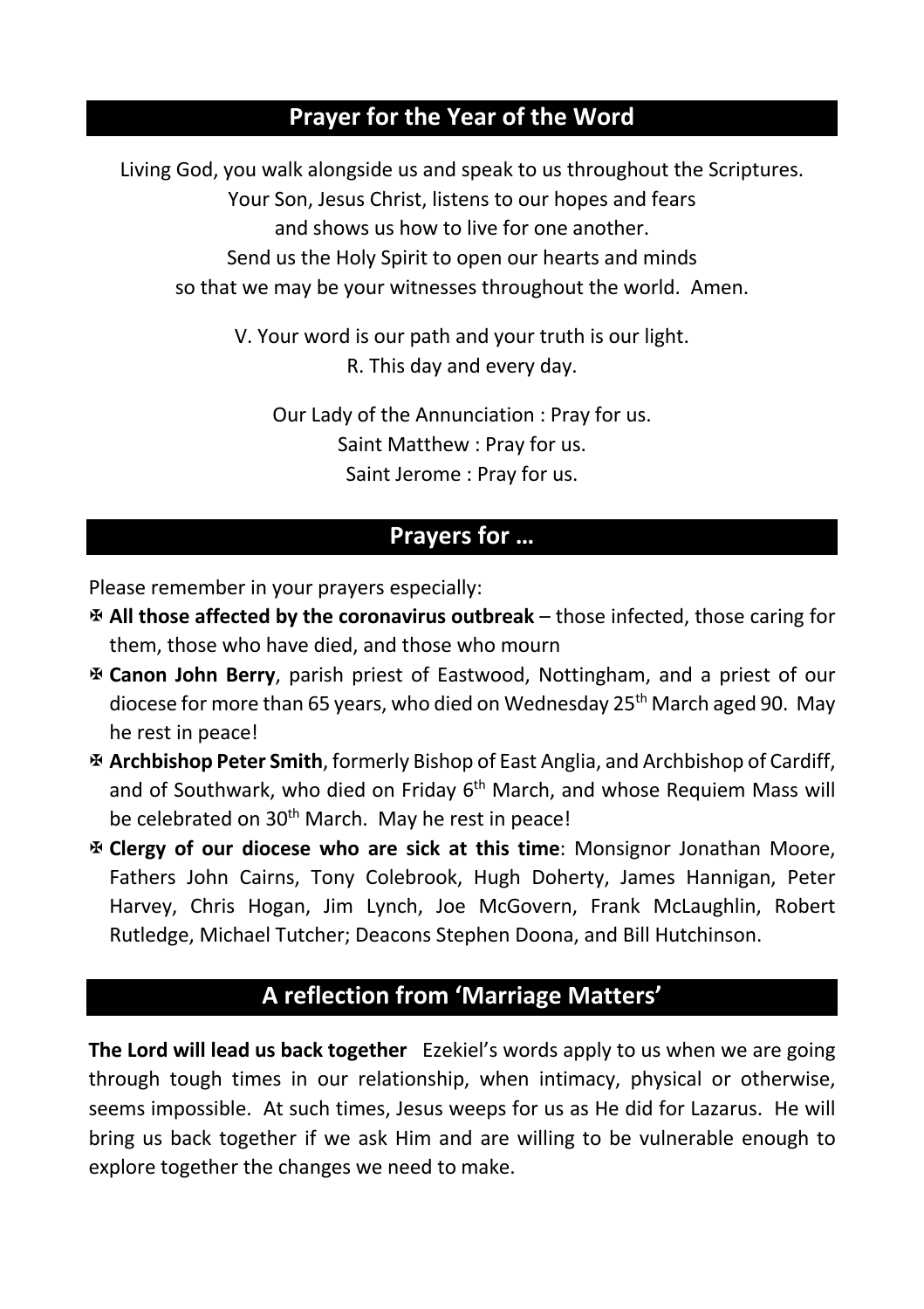## Prayer for the Year of the Word

Living God, you walk alongside us and speak to us throughout the Scriptures.
Your Son, Jesus Christ, listens to our hopes and fears
and shows us how to live for one another.
Send us the Holy Spirit to open our hearts and minds
so that we may be your witnesses throughout the world. Amen.

V. Your word is our path and your truth is our light.
R. This day and every day.

Our Lady of the Annunciation : Pray for us.
Saint Matthew : Pray for us.
Saint Jerome : Pray for us.

## Prayers for …

Please remember in your prayers especially:

- ✠ **All those affected by the coronavirus outbreak** – those infected, those caring for them, those who have died, and those who mourn
- ✠ **Canon John Berry**, parish priest of Eastwood, Nottingham, and a priest of our diocese for more than 65 years, who died on Wednesday 25th March aged 90. May he rest in peace!
- ✠ **Archbishop Peter Smith**, formerly Bishop of East Anglia, and Archbishop of Cardiff, and of Southwark, who died on Friday 6th March, and whose Requiem Mass will be celebrated on 30th March. May he rest in peace!
- ✠ **Clergy of our diocese who are sick at this time**: Monsignor Jonathan Moore, Fathers John Cairns, Tony Colebrook, Hugh Doherty, James Hannigan, Peter Harvey, Chris Hogan, Jim Lynch, Joe McGovern, Frank McLaughlin, Robert Rutledge, Michael Tutcher; Deacons Stephen Doona, and Bill Hutchinson.

## A reflection from 'Marriage Matters'

**The Lord will lead us back together** Ezekiel's words apply to us when we are going through tough times in our relationship, when intimacy, physical or otherwise, seems impossible. At such times, Jesus weeps for us as He did for Lazarus. He will bring us back together if we ask Him and are willing to be vulnerable enough to explore together the changes we need to make.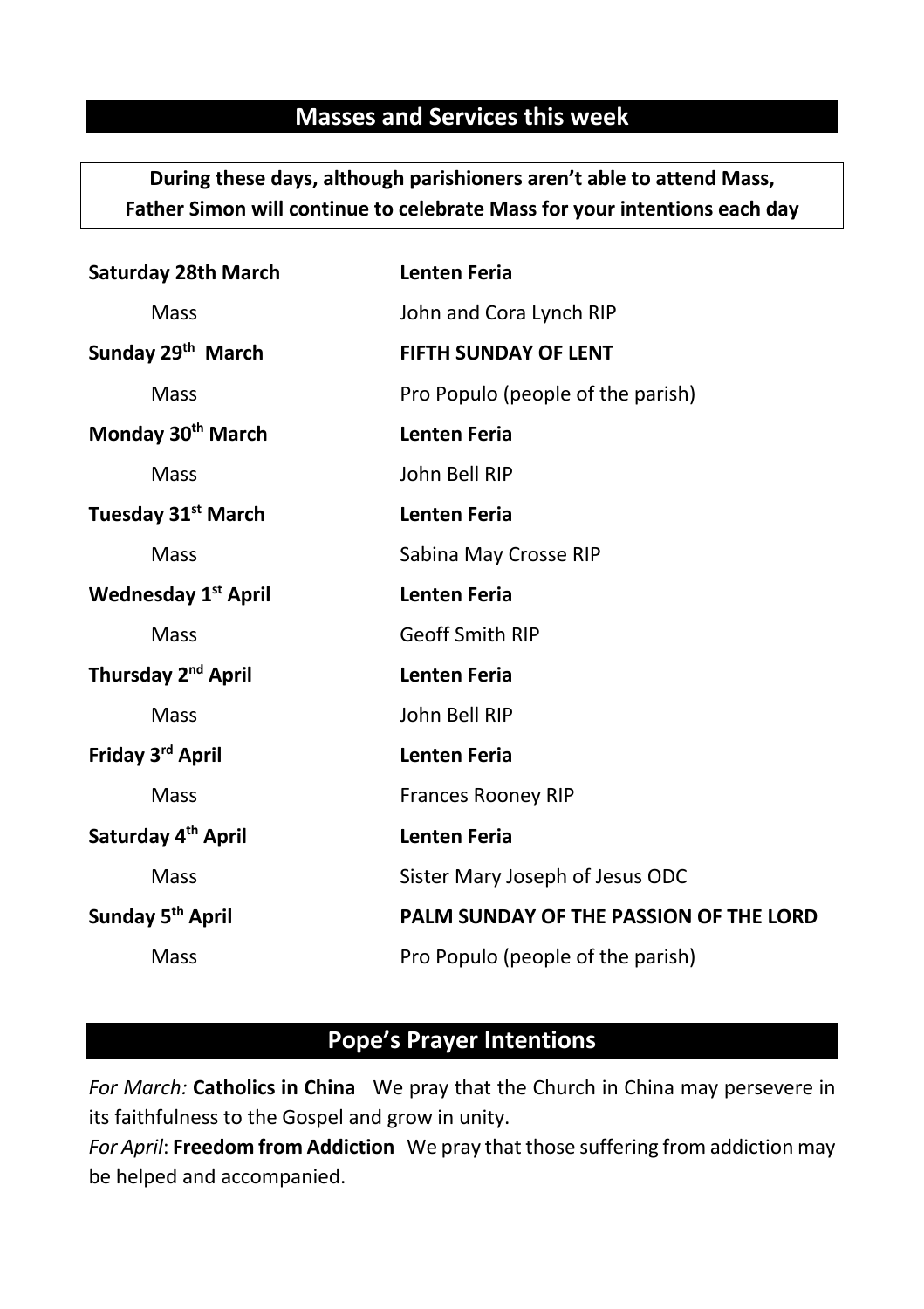## Masses and Services this week

**During these days, although parishioners aren't able to attend Mass, Father Simon will continue to celebrate Mass for your intentions each day**

| | |
|---|---|
| **Saturday 28th March** | **Lenten Feria** |
| Mass | John and Cora Lynch RIP |
| **Sunday 29th March** | **FIFTH SUNDAY OF LENT** |
| Mass | Pro Populo (people of the parish) |
| **Monday 30th March** | **Lenten Feria** |
| Mass | John Bell RIP |
| **Tuesday 31st March** | **Lenten Feria** |
| Mass | Sabina May Crosse RIP |
| **Wednesday 1st April** | **Lenten Feria** |
| Mass | Geoff Smith RIP |
| **Thursday 2nd April** | **Lenten Feria** |
| Mass | John Bell RIP |
| **Friday 3rd April** | **Lenten Feria** |
| Mass | Frances Rooney RIP |
| **Saturday 4th April** | **Lenten Feria** |
| Mass | Sister Mary Joseph of Jesus ODC |
| **Sunday 5th April** | **PALM SUNDAY OF THE PASSION OF THE LORD** |
| Mass | Pro Populo (people of the parish) |

## Pope's Prayer Intentions

*For March:* **Catholics in China** We pray that the Church in China may persevere in its faithfulness to the Gospel and grow in unity.
*For April*: **Freedom from Addiction** We pray that those suffering from addiction may be helped and accompanied.